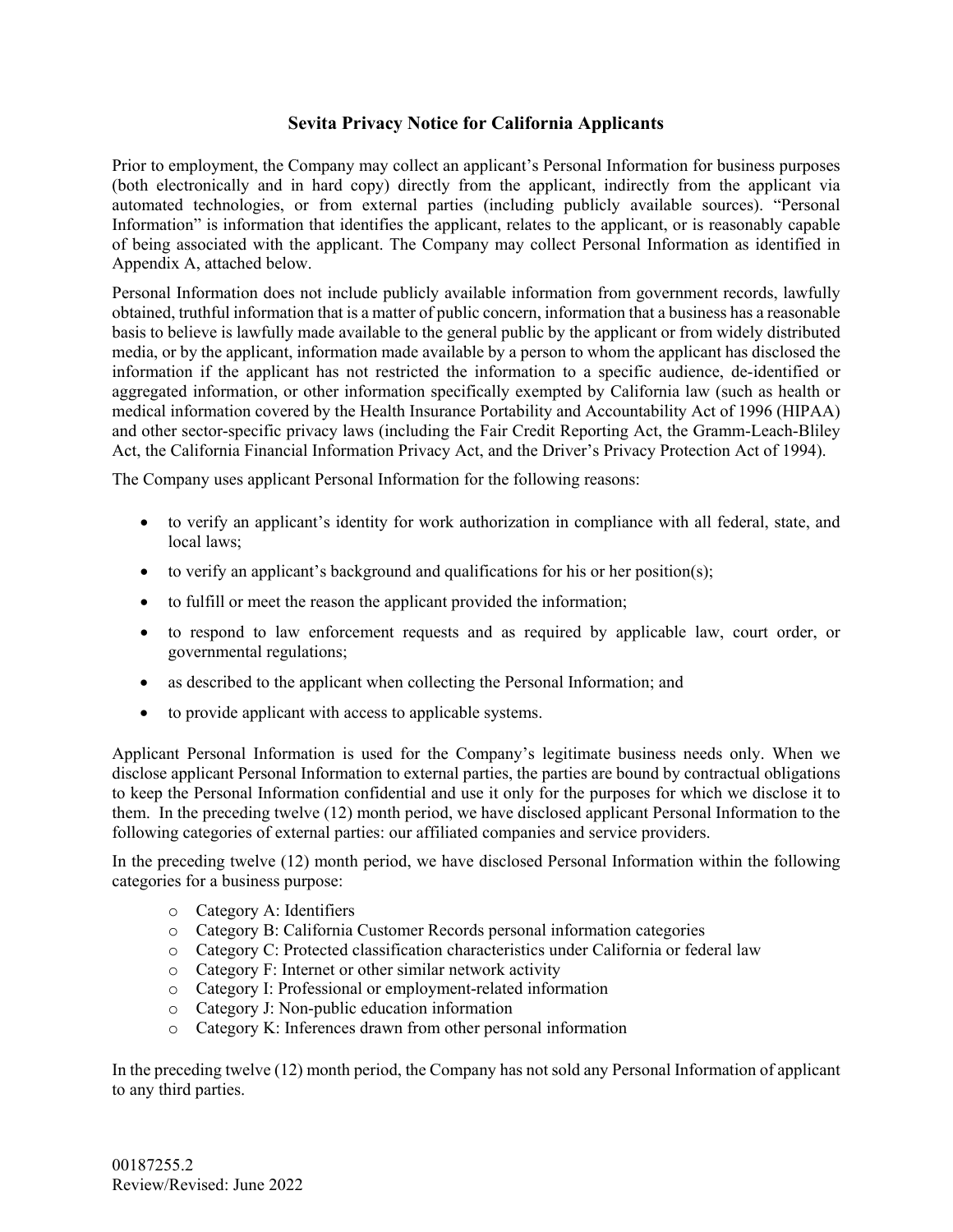# Sevita Privacy Notice for California Applicants

Prior to employment, the Company may collect an applicant's Personal Information for business purposes (both electronically and in hard copy) directly from the applicant, indirectly from the applicant via automated technologies, or from external parties (including publicly available sources). "Personal Information" is information that identifies the applicant, relates to the applicant, or is reasonably capable of being associated with the applicant. The Company may collect Personal Information as identified in Appendix A, attached below.

Personal Information does not include publicly available information from government records, lawfully obtained, truthful information that is a matter of public concern, information that a business has a reasonable basis to believe is lawfully made available to the general public by the applicant or from widely distributed media, or by the applicant, information made available by a person to whom the applicant has disclosed the information if the applicant has not restricted the information to a specific audience, de-identified or aggregated information, or other information specifically exempted by California law (such as health or medical information covered by the Health Insurance Portability and Accountability Act of 1996 (HIPAA) and other sector-specific privacy laws (including the Fair Credit Reporting Act, the Gramm-Leach-Bliley Act, the California Financial Information Privacy Act, and the Driver's Privacy Protection Act of 1994).

The Company uses applicant Personal Information for the following reasons:

- to verify an applicant's identity for work authorization in compliance with all federal, state, and local laws;
- to verify an applicant's background and qualifications for his or her position(s);
- to fulfill or meet the reason the applicant provided the information;
- to respond to law enforcement requests and as required by applicable law, court order, or governmental regulations;
- as described to the applicant when collecting the Personal Information; and
- to provide applicant with access to applicable systems.

Applicant Personal Information is used for the Company's legitimate business needs only. When we disclose applicant Personal Information to external parties, the parties are bound by contractual obligations to keep the Personal Information confidential and use it only for the purposes for which we disclose it to them. In the preceding twelve (12) month period, we have disclosed applicant Personal Information to the following categories of external parties: our affiliated companies and service providers.

In the preceding twelve (12) month period, we have disclosed Personal Information within the following categories for a business purpose:

- Category A: Identifiers
- Category B: California Customer Records personal information categories
- Category C: Protected classification characteristics under California or federal law
- Category F: Internet or other similar network activity
- Category I: Professional or employment-related information
- Category J: Non-public education information
- Category K: Inferences drawn from other personal information

In the preceding twelve (12) month period, the Company has not sold any Personal Information of applicant to any third parties.

00187255.2
Review/Revised: June 2022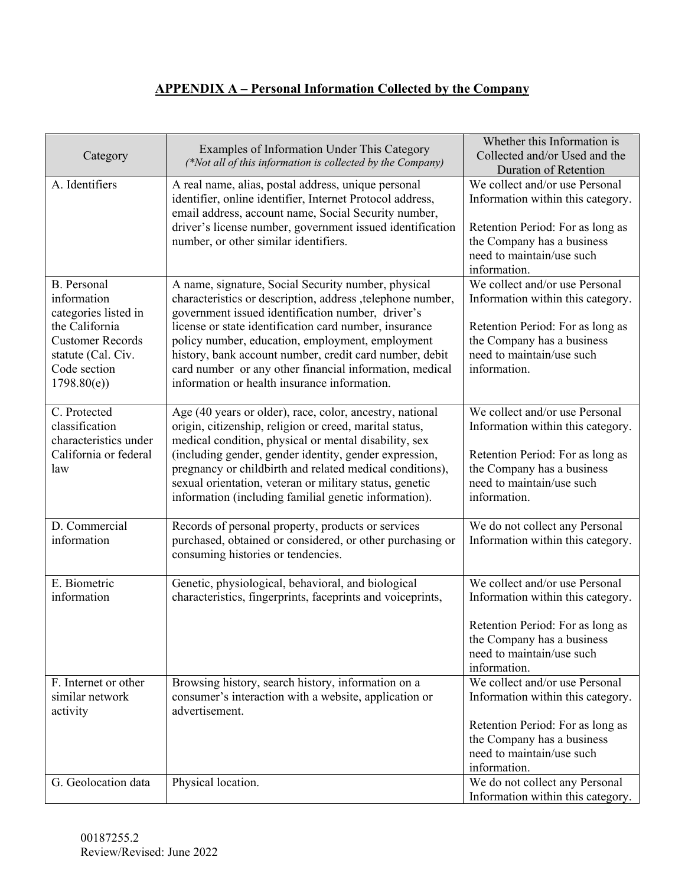## **APPENDIX A – Personal Information Collected by the Company**

| Category | Examples of Information Under This Category *(\*Not all of this information is collected by the Company)* | Whether this Information is Collected and/or Used and the Duration of Retention |
|---|---|---|
| A. Identifiers | A real name, alias, postal address, unique personal identifier, online identifier, Internet Protocol address, email address, account name, Social Security number, driver's license number, government issued identification number, or other similar identifiers. | We collect and/or use Personal Information within this category.<br><br>Retention Period: For as long as the Company has a business need to maintain/use such information. |
| B. Personal information categories listed in the California Customer Records statute (Cal. Civ. Code section 1798.80(e)) | A name, signature, Social Security number, physical characteristics or description, address ,telephone number, government issued identification number, driver's license or state identification card number, insurance policy number, education, employment, employment history, bank account number, credit card number, debit card number or any other financial information, medical information or health insurance information. | We collect and/or use Personal Information within this category.<br><br>Retention Period: For as long as the Company has a business need to maintain/use such information. |
| C. Protected classification characteristics under California or federal law | Age (40 years or older), race, color, ancestry, national origin, citizenship, religion or creed, marital status, medical condition, physical or mental disability, sex (including gender, gender identity, gender expression, pregnancy or childbirth and related medical conditions), sexual orientation, veteran or military status, genetic information (including familial genetic information). | We collect and/or use Personal Information within this category.<br><br>Retention Period: For as long as the Company has a business need to maintain/use such information. |
| D. Commercial information | Records of personal property, products or services purchased, obtained or considered, or other purchasing or consuming histories or tendencies. | We do not collect any Personal Information within this category. |
| E. Biometric information | Genetic, physiological, behavioral, and biological characteristics, fingerprints, faceprints and voiceprints, | We collect and/or use Personal Information within this category.<br><br>Retention Period: For as long as the Company has a business need to maintain/use such information. |
| F. Internet or other similar network activity | Browsing history, search history, information on a consumer's interaction with a website, application or advertisement. | We collect and/or use Personal Information within this category.<br><br>Retention Period: For as long as the Company has a business need to maintain/use such information. |
| G. Geolocation data | Physical location. | We do not collect any Personal Information within this category. |

00187255.2
Review/Revised: June 2022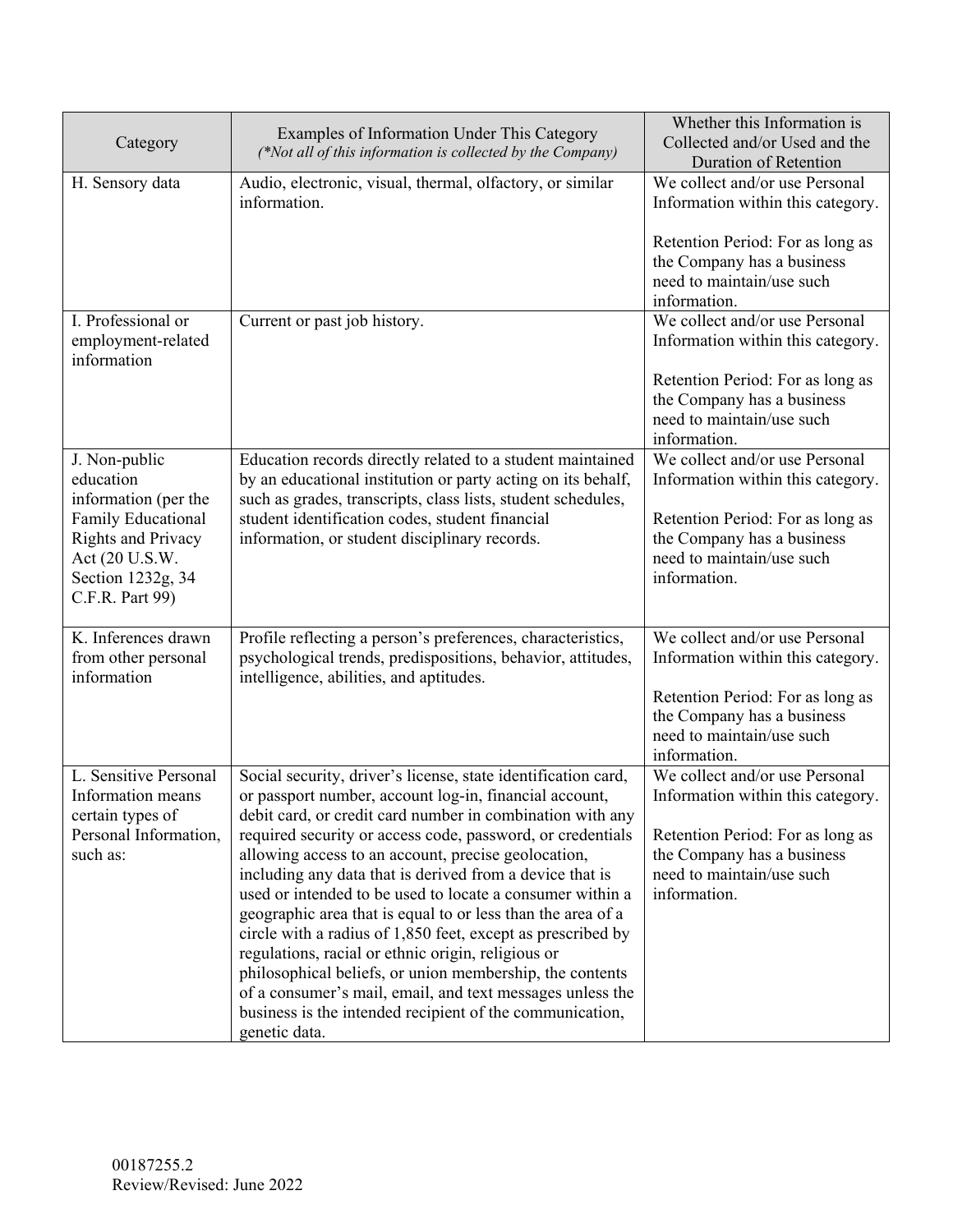| Category | Examples of Information Under This Category *(\*Not all of this information is collected by the Company)* | Whether this Information is Collected and/or Used and the Duration of Retention |
|---|---|---|
| H. Sensory data | Audio, electronic, visual, thermal, olfactory, or similar information. | We collect and/or use Personal Information within this category.<br><br>Retention Period: For as long as the Company has a business need to maintain/use such information. |
| I. Professional or employment-related information | Current or past job history. | We collect and/or use Personal Information within this category.<br><br>Retention Period: For as long as the Company has a business need to maintain/use such information. |
| J. Non-public education information (per the Family Educational Rights and Privacy Act (20 U.S.W. Section 1232g, 34 C.F.R. Part 99) | Education records directly related to a student maintained by an educational institution or party acting on its behalf, such as grades, transcripts, class lists, student schedules, student identification codes, student financial information, or student disciplinary records. | We collect and/or use Personal Information within this category.<br><br>Retention Period: For as long as the Company has a business need to maintain/use such information. |
| K. Inferences drawn from other personal information | Profile reflecting a person's preferences, characteristics, psychological trends, predispositions, behavior, attitudes, intelligence, abilities, and aptitudes. | We collect and/or use Personal Information within this category.<br><br>Retention Period: For as long as the Company has a business need to maintain/use such information. |
| L. Sensitive Personal Information means certain types of Personal Information, such as: | Social security, driver's license, state identification card, or passport number, account log-in, financial account, debit card, or credit card number in combination with any required security or access code, password, or credentials allowing access to an account, precise geolocation, including any data that is derived from a device that is used or intended to be used to locate a consumer within a geographic area that is equal to or less than the area of a circle with a radius of 1,850 feet, except as prescribed by regulations, racial or ethnic origin, religious or philosophical beliefs, or union membership, the contents of a consumer's mail, email, and text messages unless the business is the intended recipient of the communication, genetic data. | We collect and/or use Personal Information within this category.<br><br>Retention Period: For as long as the Company has a business need to maintain/use such information. |

00187255.2
Review/Revised: June 2022